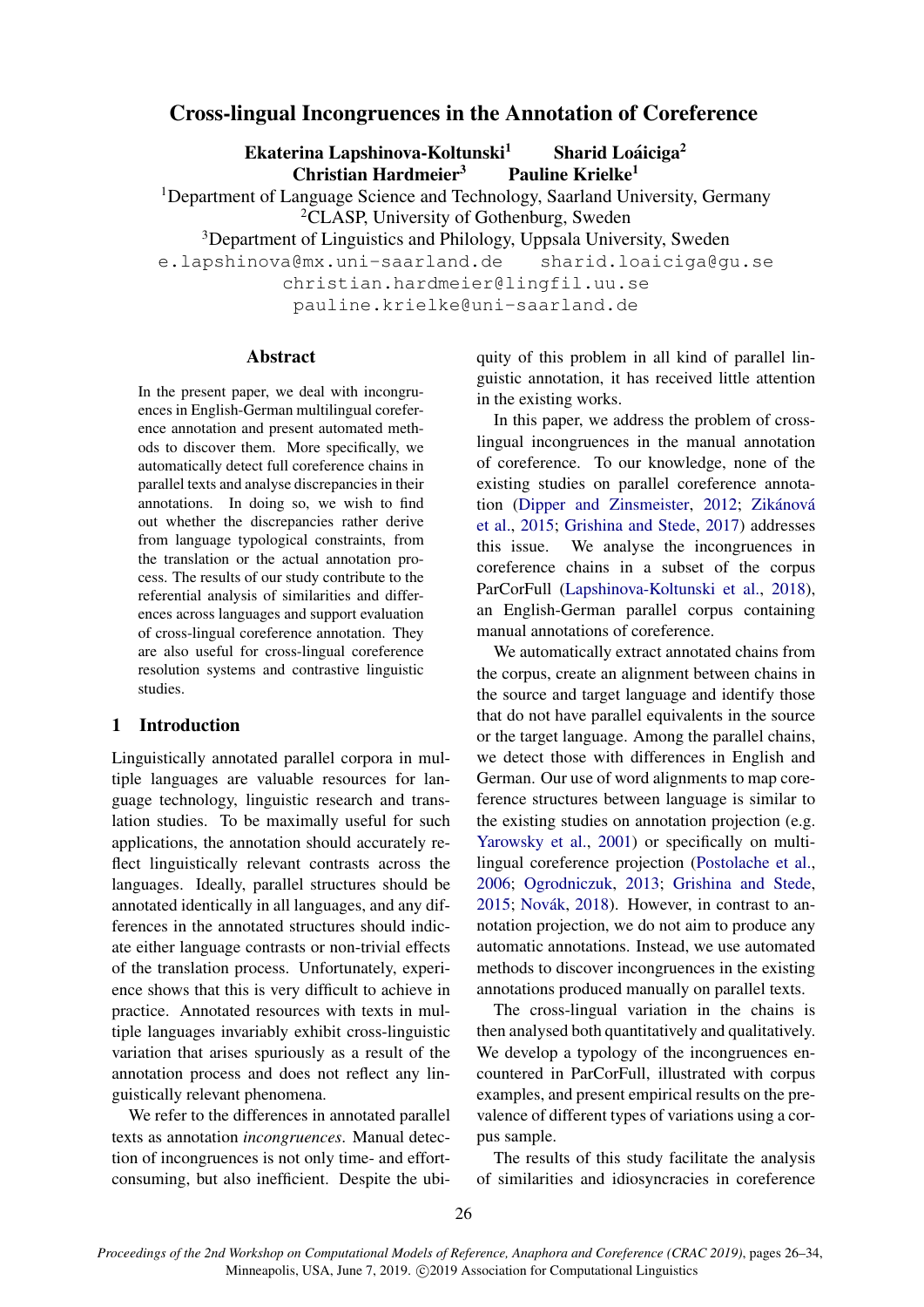# Cross-lingual Incongruences in the Annotation of Coreference

**Ekaterina Lapshinova-Koltunski**[1] **Sharid Loáiciga**[2]
**Christian Hardmeier**[3] **Pauline Krielke**[1]

[1]Department of Language Science and Technology, Saarland University, Germany
[2]CLASP, University of Gothenburg, Sweden
[3]Department of Linguistics and Philology, Uppsala University, Sweden

e.lapshinova@mx.uni-saarland.de sharid.loaiciga@gu.se
christian.hardmeier@lingfil.uu.se
pauline.krielke@uni-saarland.de

## Abstract

In the present paper, we deal with incongruences in English-German multilingual coreference annotation and present automated methods to discover them. More specifically, we automatically detect full coreference chains in parallel texts and analyse discrepancies in their annotations. In doing so, we wish to find out whether the discrepancies rather derive from language typological constraints, from the translation or the actual annotation process. The results of our study contribute to the referential analysis of similarities and differences across languages and support evaluation of cross-lingual coreference annotation. They are also useful for cross-lingual coreference resolution systems and contrastive linguistic studies.

## 1 Introduction

Linguistically annotated parallel corpora in multiple languages are valuable resources for language technology, linguistic research and translation studies. To be maximally useful for such applications, the annotation should accurately reflect linguistically relevant contrasts across the languages. Ideally, parallel structures should be annotated identically in all languages, and any differences in the annotated structures should indicate either language contrasts or non-trivial effects of the translation process. Unfortunately, experience shows that this is very difficult to achieve in practice. Annotated resources with texts in multiple languages invariably exhibit cross-linguistic variation that arises spuriously as a result of the annotation process and does not reflect any linguistically relevant phenomena.

We refer to the differences in annotated parallel texts as annotation *incongruences*. Manual detection of incongruences is not only time- and effort-consuming, but also inefficient. Despite the ubiquity of this problem in all kind of parallel linguistic annotation, it has received little attention in the existing works.

In this paper, we address the problem of cross-lingual incongruences in the manual annotation of coreference. To our knowledge, none of the existing studies on parallel coreference annotation (Dipper and Zinsmeister, 2012; Zikánová et al., 2015; Grishina and Stede, 2017) addresses this issue. We analyse the incongruences in coreference chains in a subset of the corpus ParCorFull (Lapshinova-Koltunski et al., 2018), an English-German parallel corpus containing manual annotations of coreference.

We automatically extract annotated chains from the corpus, create an alignment between chains in the source and target language and identify those that do not have parallel equivalents in the source or the target language. Among the parallel chains, we detect those with differences in English and German. Our use of word alignments to map coreference structures between language is similar to the existing studies on annotation projection (e.g. Yarowsky et al., 2001) or specifically on multilingual coreference projection (Postolache et al., 2006; Ogrodniczuk, 2013; Grishina and Stede, 2015; Novák, 2018). However, in contrast to annotation projection, we do not aim to produce any automatic annotations. Instead, we use automated methods to discover incongruences in the existing annotations produced manually on parallel texts.

The cross-lingual variation in the chains is then analysed both quantitatively and qualitatively. We develop a typology of the incongruences encountered in ParCorFull, illustrated with corpus examples, and present empirical results on the prevalence of different types of variations using a corpus sample.

The results of this study facilitate the analysis of similarities and idiosyncracies in coreference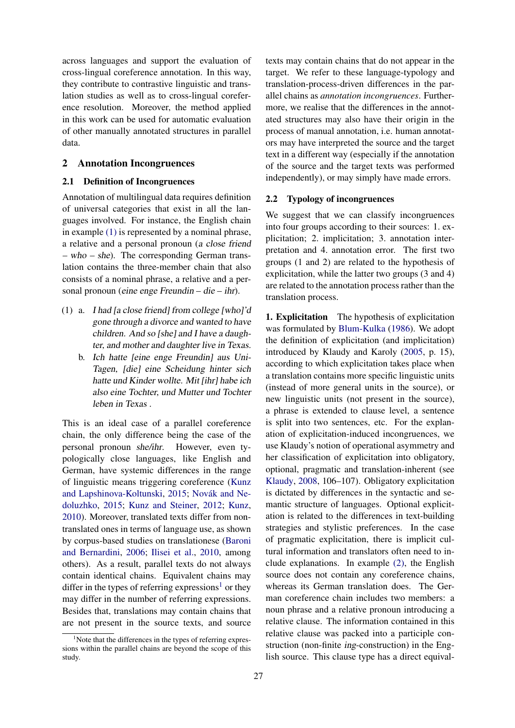across languages and support the evaluation of cross-lingual coreference annotation. In this way, they contribute to contrastive linguistic and translation studies as well as to cross-lingual coreference resolution. Moreover, the method applied in this work can be used for automatic evaluation of other manually annotated structures in parallel data.

## 2 Annotation Incongruences

### 2.1 Definition of Incongruences

Annotation of multilingual data requires definition of universal categories that exist in all the languages involved. For instance, the English chain in example (1) is represented by a nominal phrase, a relative and a personal pronoun (*a close friend – who – she*). The corresponding German translation contains the three-member chain that also consists of a nominal phrase, a relative and a personal pronoun (*eine enge Freundin – die – ihr*).

(1) a. *I had [a close friend] from college [who]'d gone through a divorce and wanted to have children. And so [she] and I have a daughter, and mother and daughter live in Texas.*

b. *Ich hatte [eine enge Freundin] aus Uni-Tagen, [die] eine Scheidung hinter sich hatte und Kinder wollte. Mit [ihr] habe ich also eine Tochter, und Mutter und Tochter leben in Texas .*

This is an ideal case of a parallel coreference chain, the only difference being the case of the personal pronoun *she/ihr*. However, even typologically close languages, like English and German, have systemic differences in the range of linguistic means triggering coreference (Kunz and Lapshinova-Koltunski, 2015; Novák and Nedoluzhko, 2015; Kunz and Steiner, 2012; Kunz, 2010). Moreover, translated texts differ from non-translated ones in terms of language use, as shown by corpus-based studies on translationese (Baroni and Bernardini, 2006; Ilisei et al., 2010, among others). As a result, parallel texts do not always contain identical chains. Equivalent chains may differ in the types of referring expressions[1] or they may differ in the number of referring expressions. Besides that, translations may contain chains that are not present in the source texts, and source texts may contain chains that do not appear in the target. We refer to these language-typology and translation-process-driven differences in the parallel chains as *annotation incongruences*. Furthermore, we realise that the differences in the annotated structures may also have their origin in the process of manual annotation, i.e. human annotators may have interpreted the source and the target text in a different way (especially if the annotation of the source and the target texts was performed independently), or may simply have made errors.

[1] Note that the differences in the types of referring expressions within the parallel chains are beyond the scope of this study.

### 2.2 Typology of incongruences

We suggest that we can classify incongruences into four groups according to their sources: 1. explicitation; 2. implicitation; 3. annotation interpretation and 4. annotation error. The first two groups (1 and 2) are related to the hypothesis of explicitation, while the latter two groups (3 and 4) are related to the annotation process rather than the translation process.

**1. Explicitation** The hypothesis of explicitation was formulated by Blum-Kulka (1986). We adopt the definition of explicitation (and implicitation) introduced by Klaudy and Karoly (2005, p. 15), according to which explicitation takes place when a translation contains more specific linguistic units (instead of more general units in the source), or new linguistic units (not present in the source), a phrase is extended to clause level, a sentence is split into two sentences, etc. For the explanation of explicitation-induced incongruences, we use Klaudy's notion of operational asymmetry and her classification of explicitation into obligatory, optional, pragmatic and translation-inherent (see Klaudy, 2008, 106–107). Obligatory explicitation is dictated by differences in the syntactic and semantic structure of languages. Optional explicitation is related to the differences in text-building strategies and stylistic preferences. In the case of pragmatic explicitation, there is implicit cultural information and translators often need to include explanations. In example (2), the English source does not contain any coreference chains, whereas its German translation does. The German coreference chain includes two members: a noun phrase and a relative pronoun introducing a relative clause. The information contained in this relative clause was packed into a participle construction (non-finite *ing*-construction) in the English source. This clause type has a direct equival-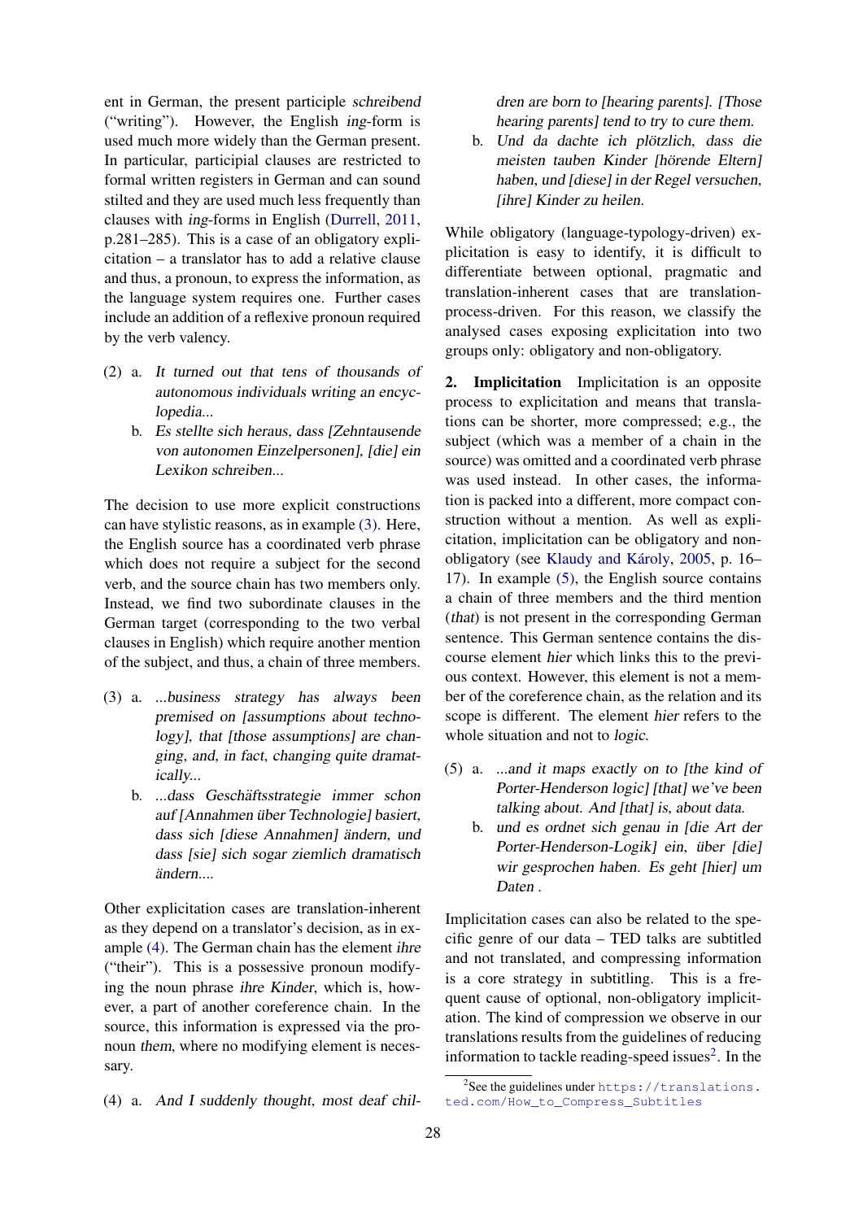ent in German, the present participle *schreibend* ("writing"). However, the English *ing*-form is used much more widely than the German present. In particular, participial clauses are restricted to formal written registers in German and can sound stilted and they are used much less frequently than clauses with *ing*-forms in English (Durrell, 2011, p.281–285). This is a case of an obligatory explicitation – a translator has to add a relative clause and thus, a pronoun, to express the information, as the language system requires one. Further cases include an addition of a reflexive pronoun required by the verb valency.

(2) a. *It turned out that tens of thousands of autonomous individuals writing an encyclopedia...*

b. *Es stellte sich heraus, dass [Zehntausende von autonomen Einzelpersonen], [die] ein Lexikon schreiben...*

The decision to use more explicit constructions can have stylistic reasons, as in example (3). Here, the English source has a coordinated verb phrase which does not require a subject for the second verb, and the source chain has two members only. Instead, we find two subordinate clauses in the German target (corresponding to the two verbal clauses in English) which require another mention of the subject, and thus, a chain of three members.

(3) a. *...business strategy has always been premised on [assumptions about technology], that [those assumptions] are changing, and, in fact, changing quite dramatically...*

b. *...dass Geschäftsstrategie immer schon auf [Annahmen über Technologie] basiert, dass sich [diese Annahmen] ändern, und dass [sie] sich sogar ziemlich dramatisch ändern....*

Other explicitation cases are translation-inherent as they depend on a translator's decision, as in example (4). The German chain has the element *ihre* ("their"). This is a possessive pronoun modifying the noun phrase *ihre Kinder*, which is, however, a part of another coreference chain. In the source, this information is expressed via the pronoun *them*, where no modifying element is necessary.

(4) a. *And I suddenly thought, most deaf children are born to [hearing parents]. [Those hearing parents] tend to try to cure them.*

b. *Und da dachte ich plötzlich, dass die meisten tauben Kinder [hörende Eltern] haben, und [diese] in der Regel versuchen, [ihre] Kinder zu heilen.*

While obligatory (language-typology-driven) explicitation is easy to identify, it is difficult to differentiate between optional, pragmatic and translation-inherent cases that are translation-process-driven. For this reason, we classify the analysed cases exposing explicitation into two groups only: obligatory and non-obligatory.

**2. Implicitation** Implicitation is an opposite process to explicitation and means that translations can be shorter, more compressed; e.g., the subject (which was a member of a chain in the source) was omitted and a coordinated verb phrase was used instead. In other cases, the information is packed into a different, more compact construction without a mention. As well as explicitation, implicitation can be obligatory and non-obligatory (see Klaudy and Károly, 2005, p. 16–17). In example (5), the English source contains a chain of three members and the third mention (*that*) is not present in the corresponding German sentence. This German sentence contains the discourse element *hier* which links this to the previous context. However, this element is not a member of the coreference chain, as the relation and its scope is different. The element *hier* refers to the whole situation and not to *logic*.

(5) a. *...and it maps exactly on to [the kind of Porter-Henderson logic] [that] we've been talking about. And [that] is, about data.*

b. *und es ordnet sich genau in [die Art der Porter-Henderson-Logik] ein, über [die] wir gesprochen haben. Es geht [hier] um Daten .*

Implicitation cases can also be related to the specific genre of our data – TED talks are subtitled and not translated, and compressing information is a core strategy in subtitling. This is a frequent cause of optional, non-obligatory implicitation. The kind of compression we observe in our translations results from the guidelines of reducing information to tackle reading-speed issues[2]. In the

[2]See the guidelines under https://translations.ted.com/How_to_Compress_Subtitles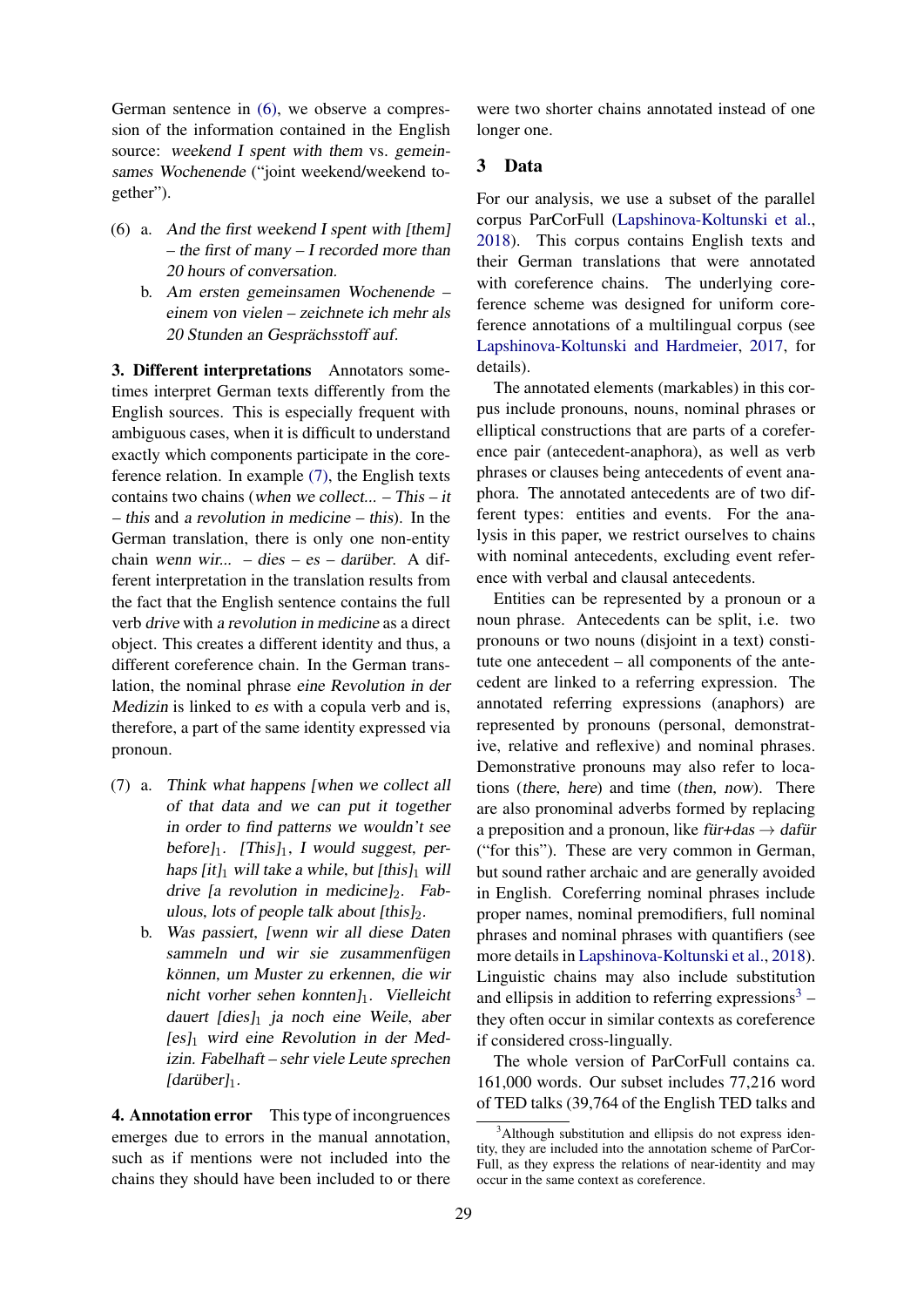German sentence in (6), we observe a compression of the information contained in the English source: *weekend I spent with them* vs. *gemeinsames Wochenende* ("joint weekend/weekend together").

(6) a. *And the first weekend I spent with [them] – the first of many – I recorded more than 20 hours of conversation.*

b. *Am ersten gemeinsamen Wochenende – einem von vielen – zeichnete ich mehr als 20 Stunden an Gesprächsstoff auf.*

**3. Different interpretations** Annotators sometimes interpret German texts differently from the English sources. This is especially frequent with ambiguous cases, when it is difficult to understand exactly which components participate in the coreference relation. In example (7), the English texts contains two chains (*when we collect... – This – it – this* and *a revolution in medicine – this*). In the German translation, there is only one non-entity chain *wenn wir... – dies – es – darüber*. A different interpretation in the translation results from the fact that the English sentence contains the full verb *drive* with *a revolution in medicine* as a direct object. This creates a different identity and thus, a different coreference chain. In the German translation, the nominal phrase *eine Revolution in der Medizin* is linked to *es* with a copula verb and is, therefore, a part of the same identity expressed via pronoun.

(7) a. *Think what happens [when we collect all of that data and we can put it together in order to find patterns we wouldn't see before]$_1$. [This]$_1$, I would suggest, perhaps [it]$_1$ will take a while, but [this]$_1$ will drive [a revolution in medicine]$_2$. Fabulous, lots of people talk about [this]$_2$.*

b. *Was passiert, [wenn wir all diese Daten sammeln und wir sie zusammenfügen können, um Muster zu erkennen, die wir nicht vorher sehen konnten]$_1$. Vielleicht dauert [dies]$_1$ ja noch eine Weile, aber [es]$_1$ wird eine Revolution in der Medizin. Fabelhaft – sehr viele Leute sprechen [darüber]$_1$.*

**4. Annotation error** This type of incongruences emerges due to errors in the manual annotation, such as if mentions were not included into the chains they should have been included to or there were two shorter chains annotated instead of one longer one.

## 3 Data

For our analysis, we use a subset of the parallel corpus ParCorFull (Lapshinova-Koltunski et al., 2018). This corpus contains English texts and their German translations that were annotated with coreference chains. The underlying coreference scheme was designed for uniform coreference annotations of a multilingual corpus (see Lapshinova-Koltunski and Hardmeier, 2017, for details).

The annotated elements (markables) in this corpus include pronouns, nouns, nominal phrases or elliptical constructions that are parts of a coreference pair (antecedent-anaphora), as well as verb phrases or clauses being antecedents of event anaphora. The annotated antecedents are of two different types: entities and events. For the analysis in this paper, we restrict ourselves to chains with nominal antecedents, excluding event reference with verbal and clausal antecedents.

Entities can be represented by a pronoun or a noun phrase. Antecedents can be split, i.e. two pronouns or two nouns (disjoint in a text) constitute one antecedent – all components of the antecedent are linked to a referring expression. The annotated referring expressions (anaphors) are represented by pronouns (personal, demonstrative, relative and reflexive) and nominal phrases. Demonstrative pronouns may also refer to locations (*there*, *here*) and time (*then*, *now*). There are also pronominal adverbs formed by replacing a preposition and a pronoun, like *für+das* → *dafür* ("for this"). These are very common in German, but sound rather archaic and are generally avoided in English. Coreferring nominal phrases include proper names, nominal premodifiers, full nominal phrases and nominal phrases with quantifiers (see more details in Lapshinova-Koltunski et al., 2018). Linguistic chains may also include substitution and ellipsis in addition to referring expressions[3] – they often occur in similar contexts as coreference if considered cross-lingually.

The whole version of ParCorFull contains ca. 161,000 words. Our subset includes 77,216 word of TED talks (39,764 of the English TED talks and

[3]Although substitution and ellipsis do not express identity, they are included into the annotation scheme of ParCorFull, as they express the relations of near-identity and may occur in the same context as coreference.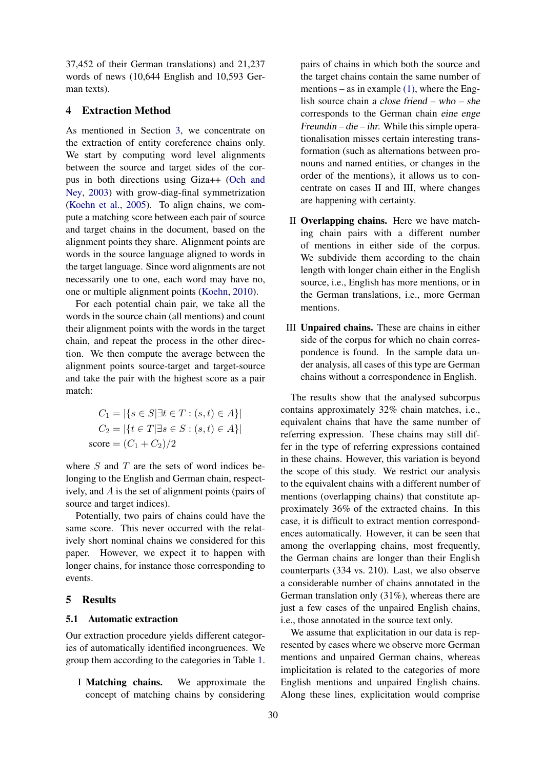37,452 of their German translations) and 21,237 words of news (10,644 English and 10,593 German texts).

## 4 Extraction Method

As mentioned in Section 3, we concentrate on the extraction of entity coreference chains only. We start by computing word level alignments between the source and target sides of the corpus in both directions using Giza++ (Och and Ney, 2003) with grow-diag-final symmetrization (Koehn et al., 2005). To align chains, we compute a matching score between each pair of source and target chains in the document, based on the alignment points they share. Alignment points are words in the source language aligned to words in the target language. Since word alignments are not necessarily one to one, each word may have no, one or multiple alignment points (Koehn, 2010).

For each potential chain pair, we take all the words in the source chain (all mentions) and count their alignment points with the words in the target chain, and repeat the process in the other direction. We then compute the average between the alignment points source-target and target-source and take the pair with the highest score as a pair match:

$$C_1 = |\{s \in S | \exists t \in T : (s,t) \in A\}|$$
$$C_2 = |\{t \in T | \exists s \in S : (s,t) \in A\}|$$
$$\text{score} = (C_1 + C_2)/2$$

where $S$ and $T$ are the sets of word indices belonging to the English and German chain, respectively, and $A$ is the set of alignment points (pairs of source and target indices).

Potentially, two pairs of chains could have the same score. This never occurred with the relatively short nominal chains we considered for this paper. However, we expect it to happen with longer chains, for instance those corresponding to events.

## 5 Results

### 5.1 Automatic extraction

Our extraction procedure yields different categories of automatically identified incongruences. We group them according to the categories in Table 1.

I **Matching chains.** We approximate the concept of matching chains by considering pairs of chains in which both the source and the target chains contain the same number of mentions – as in example (1), where the English source chain *a close friend – who – she* corresponds to the German chain *eine enge Freundin – die – ihr*. While this simple operationalisation misses certain interesting transformation (such as alternations between pronouns and named entities, or changes in the order of the mentions), it allows us to concentrate on cases II and III, where changes are happening with certainty.

II **Overlapping chains.** Here we have matching chain pairs with a different number of mentions in either side of the corpus. We subdivide them according to the chain length with longer chain either in the English source, i.e., English has more mentions, or in the German translations, i.e., more German mentions.

III **Unpaired chains.** These are chains in either side of the corpus for which no chain correspondence is found. In the sample data under analysis, all cases of this type are German chains without a correspondence in English.

The results show that the analysed subcorpus contains approximately 32% chain matches, i.e., equivalent chains that have the same number of referring expression. These chains may still differ in the type of referring expressions contained in these chains. However, this variation is beyond the scope of this study. We restrict our analysis to the equivalent chains with a different number of mentions (overlapping chains) that constitute approximately 36% of the extracted chains. In this case, it is difficult to extract mention correspondences automatically. However, it can be seen that among the overlapping chains, most frequently, the German chains are longer than their English counterparts (334 vs. 210). Last, we also observe a considerable number of chains annotated in the German translation only (31%), whereas there are just a few cases of the unpaired English chains, i.e., those annotated in the source text only.

We assume that explicitation in our data is represented by cases where we observe more German mentions and unpaired German chains, whereas implicitation is related to the categories of more English mentions and unpaired English chains. Along these lines, explicitation would comprise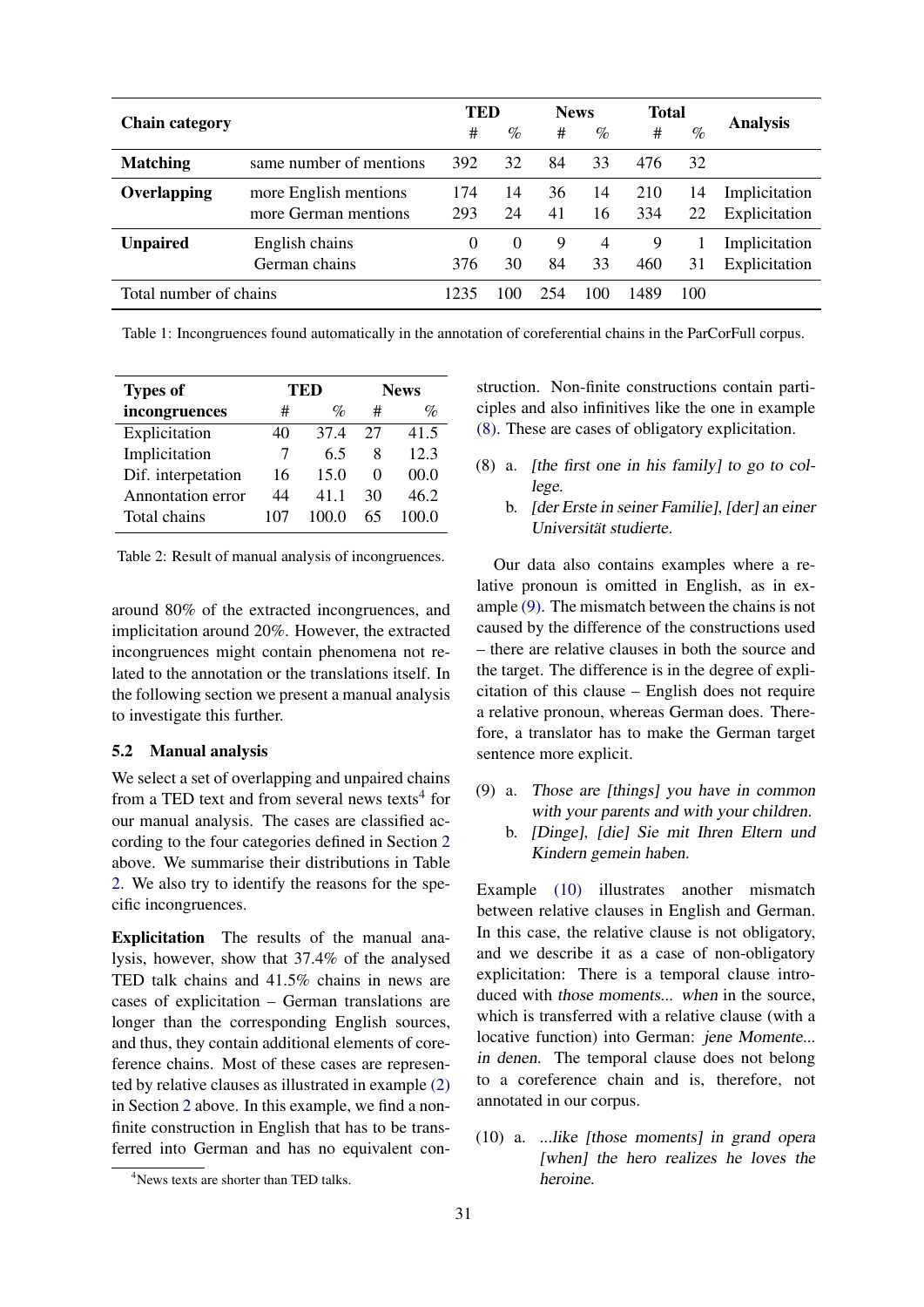| Chain category | | TED | | News | | Total | | Analysis |
|---|---|---|---|---|---|---|---|---|
| | | # | % | # | % | # | % | |
| **Matching** | same number of mentions | 392 | 32 | 84 | 33 | 476 | 32 | |
| **Overlapping** | more English mentions | 174 | 14 | 36 | 14 | 210 | 14 | Implicitation |
| | more German mentions | 293 | 24 | 41 | 16 | 334 | 22 | Explicitation |
| **Unpaired** | English chains | 0 | 0 | 9 | 4 | 9 | 1 | Implicitation |
| | German chains | 376 | 30 | 84 | 33 | 460 | 31 | Explicitation |
| Total number of chains | | 1235 | 100 | 254 | 100 | 1489 | 100 | |

Table 1: Incongruences found automatically in the annotation of coreferential chains in the ParCorFull corpus.

| Types of incongruences | TED | | News | |
|---|---|---|---|---|
| | # | % | # | % |
| Explicitation | 40 | 37.4 | 27 | 41.5 |
| Implicitation | 7 | 6.5 | 8 | 12.3 |
| Dif. interpetation | 16 | 15.0 | 0 | 00.0 |
| Annontation error | 44 | 41.1 | 30 | 46.2 |
| Total chains | 107 | 100.0 | 65 | 100.0 |

Table 2: Result of manual analysis of incongruences.

around 80% of the extracted incongruences, and implicitation around 20%. However, the extracted incongruences might contain phenomena not related to the annotation or the translations itself. In the following section we present a manual analysis to investigate this further.

### 5.2 Manual analysis

We select a set of overlapping and unpaired chains from a TED text and from several news texts[4] for our manual analysis. The cases are classified according to the four categories defined in Section 2 above. We summarise their distributions in Table 2. We also try to identify the reasons for the specific incongruences.

**Explicitation** The results of the manual analysis, however, show that 37.4% of the analysed TED talk chains and 41.5% chains in news are cases of explicitation – German translations are longer than the corresponding English sources, and thus, they contain additional elements of coreference chains. Most of these cases are represented by relative clauses as illustrated in example (2) in Section 2 above. In this example, we find a non-finite construction in English that has to be transferred into German and has no equivalent construction. Non-finite constructions contain participles and also infinitives like the one in example (8). These are cases of obligatory explicitation.

(8) a. *[the first one in his family] to go to college.*
b. *[der Erste in seiner Familie], [der] an einer Universität studierte.*

Our data also contains examples where a relative pronoun is omitted in English, as in example (9). The mismatch between the chains is not caused by the difference of the constructions used – there are relative clauses in both the source and the target. The difference is in the degree of explicitation of this clause – English does not require a relative pronoun, whereas German does. Therefore, a translator has to make the German target sentence more explicit.

(9) a. *Those are [things] you have in common with your parents and with your children.*
b. *[Dinge], [die] Sie mit Ihren Eltern und Kindern gemein haben.*

Example (10) illustrates another mismatch between relative clauses in English and German. In this case, the relative clause is not obligatory, and we describe it as a case of non-obligatory explicitation: There is a temporal clause introduced with *those moments... when* in the source, which is transferred with a relative clause (with a locative function) into German: *jene Momente... in denen*. The temporal clause does not belong to a coreference chain and is, therefore, not annotated in our corpus.

(10) a. *...like [those moments] in grand opera [when] the hero realizes he loves the heroine.*

[4] News texts are shorter than TED talks.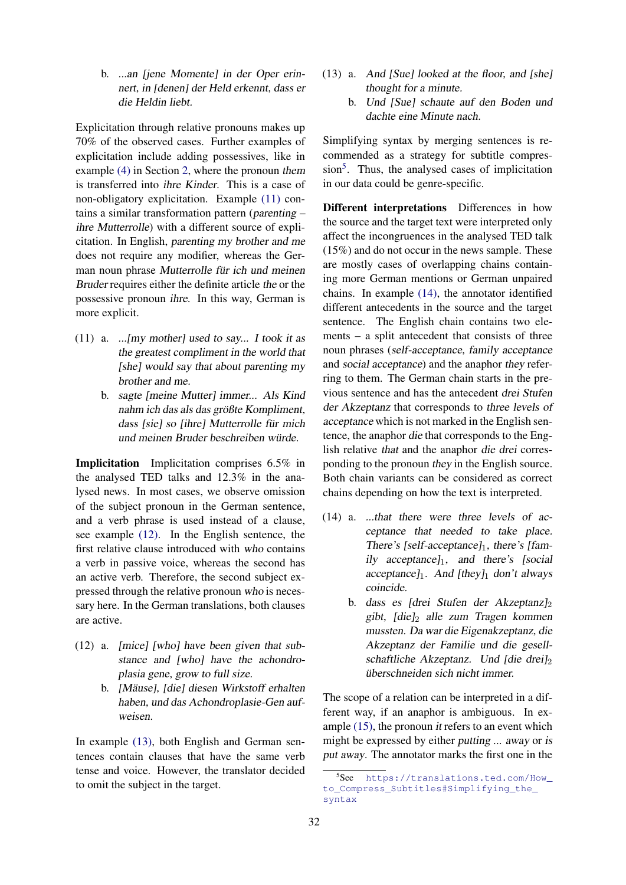b. *...an [jene Momente] in der Oper erinnert, in [denen] der Held erkennt, dass er die Heldin liebt.*

Explicitation through relative pronouns makes up 70% of the observed cases. Further examples of explicitation include adding possessives, like in example (4) in Section 2, where the pronoun *them* is transferred into *ihre Kinder*. This is a case of non-obligatory explicitation. Example (11) contains a similar transformation pattern (*parenting* – *ihre Mutterrolle*) with a different source of explicitation. In English, *parenting my brother and me* does not require any modifier, whereas the German noun phrase *Mutterrolle für ich und meinen Bruder* requires either the definite article *the* or the possessive pronoun *ihre*. In this way, German is more explicit.

(11) a. *...[my mother] used to say... I took it as the greatest compliment in the world that [she] would say that about parenting my brother and me.*

b. *sagte [meine Mutter] immer... Als Kind nahm ich das als das größte Kompliment, dass [sie] so [ihre] Mutterrolle für mich und meinen Bruder beschreiben würde.*

**Implicitation** Implicitation comprises 6.5% in the analysed TED talks and 12.3% in the analysed news. In most cases, we observe omission of the subject pronoun in the German sentence, and a verb phrase is used instead of a clause, see example (12). In the English sentence, the first relative clause introduced with *who* contains a verb in passive voice, whereas the second has an active verb. Therefore, the second subject expressed through the relative pronoun *who* is necessary here. In the German translations, both clauses are active.

(12) a. *[mice] [who] have been given that substance and [who] have the achondroplasia gene, grow to full size.*

b. *[Mäuse], [die] diesen Wirkstoff erhalten haben, und das Achondroplasie-Gen aufweisen.*

In example (13), both English and German sentences contain clauses that have the same verb tense and voice. However, the translator decided to omit the subject in the target.

(13) a. *And [Sue] looked at the floor, and [she] thought for a minute.*

b. *Und [Sue] schaute auf den Boden und dachte eine Minute nach.*

Simplifying syntax by merging sentences is recommended as a strategy for subtitle compression[5]. Thus, the analysed cases of implicitation in our data could be genre-specific.

**Different interpretations** Differences in how the source and the target text were interpreted only affect the incongruences in the analysed TED talk (15%) and do not occur in the news sample. These are mostly cases of overlapping chains containing more German mentions or German unpaired chains. In example (14), the annotator identified different antecedents in the source and the target sentence. The English chain contains two elements – a split antecedent that consists of three noun phrases (*self-acceptance*, *family acceptance* and *social acceptance*) and the anaphor *they* referring to them. The German chain starts in the previous sentence and has the antecedent *drei Stufen der Akzeptanz* that corresponds to *three levels of acceptance* which is not marked in the English sentence, the anaphor *die* that corresponds to the English relative *that* and the anaphor *die drei* corresponding to the pronoun *they* in the English source. Both chain variants can be considered as correct chains depending on how the text is interpreted.

(14) a. *...that there were three levels of acceptance that needed to take place. There's [self-acceptance]$_1$, there's [family acceptance]$_1$, and there's [social acceptance]$_1$. And [they]$_1$ don't always coincide.*

b. *dass es [drei Stufen der Akzeptanz]$_2$ gibt, [die]$_2$ alle zum Tragen kommen mussten. Da war die Eigenakzeptanz, die Akzeptanz der Familie und die gesellschaftliche Akzeptanz. Und [die drei]$_2$ überschneiden sich nicht immer.*

The scope of a relation can be interpreted in a different way, if an anaphor is ambiguous. In example (15), the pronoun *it* refers to an event which might be expressed by either *putting ... away* or *is put away*. The annotator marks the first one in the

[5] See https://translations.ted.com/How_to_Compress_Subtitles#Simplifying_the_syntax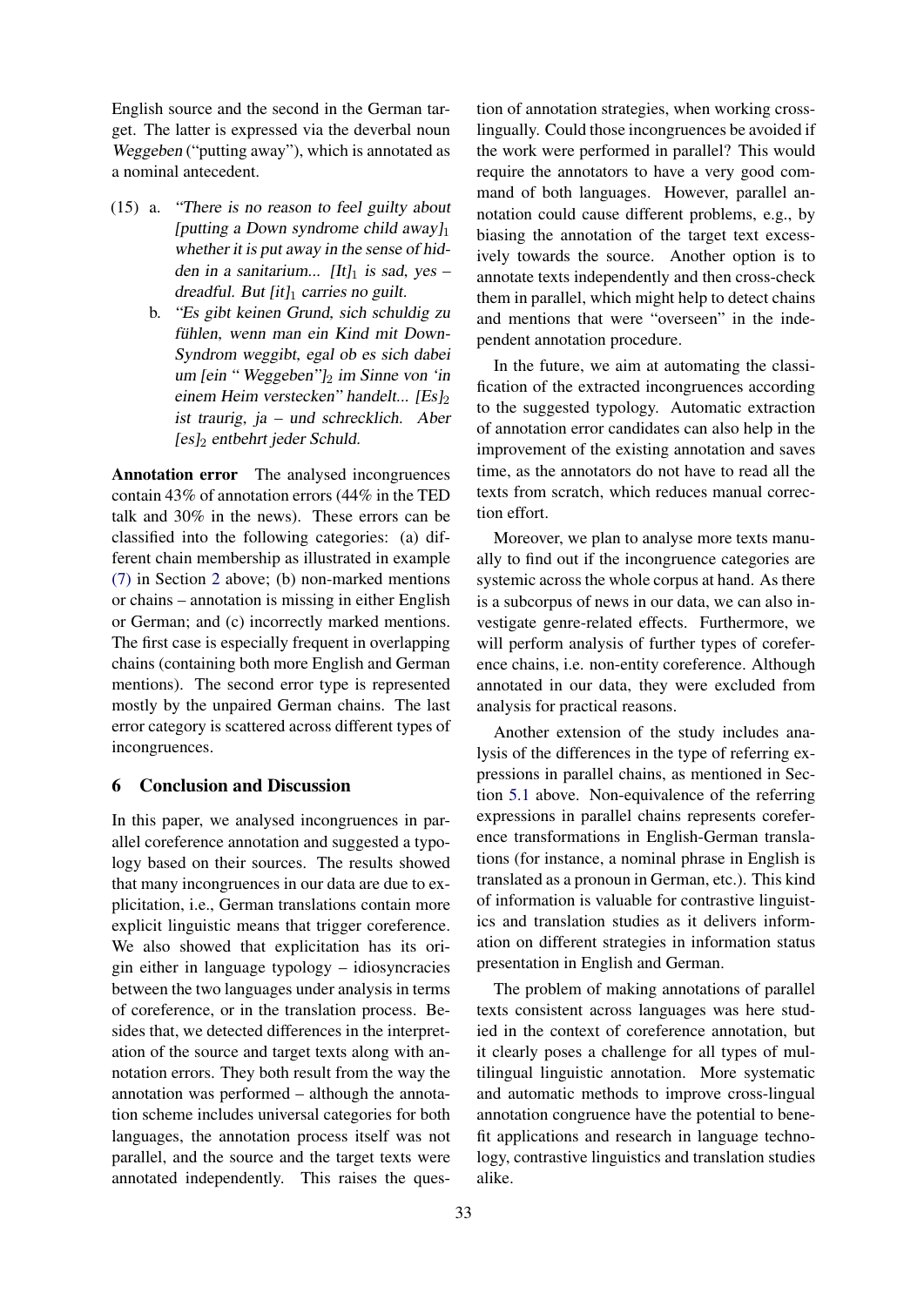English source and the second in the German target. The latter is expressed via the deverbal noun *Weggeben* ("putting away"), which is annotated as a nominal antecedent.

(15) a. *"There is no reason to feel guilty about [putting a Down syndrome child away]$_1$ whether it is put away in the sense of hidden in a sanitarium... [It]$_1$ is sad, yes – dreadful. But [it]$_1$ carries no guilt.*

b. *"Es gibt keinen Grund, sich schuldig zu fühlen, wenn man ein Kind mit Down-Syndrom weggibt, egal ob es sich dabei um [ein " Weggeben"]$_2$ im Sinne von 'in einem Heim verstecken" handelt... [Es]$_2$ ist traurig, ja – und schrecklich. Aber [es]$_2$ entbehrt jeder Schuld.*

**Annotation error** The analysed incongruences contain 43% of annotation errors (44% in the TED talk and 30% in the news). These errors can be classified into the following categories: (a) different chain membership as illustrated in example (7) in Section 2 above; (b) non-marked mentions or chains – annotation is missing in either English or German; and (c) incorrectly marked mentions. The first case is especially frequent in overlapping chains (containing both more English and German mentions). The second error type is represented mostly by the unpaired German chains. The last error category is scattered across different types of incongruences.

## 6 Conclusion and Discussion

In this paper, we analysed incongruences in parallel coreference annotation and suggested a typology based on their sources. The results showed that many incongruences in our data are due to explicitation, i.e., German translations contain more explicit linguistic means that trigger coreference. We also showed that explicitation has its origin either in language typology – idiosyncracies between the two languages under analysis in terms of coreference, or in the translation process. Besides that, we detected differences in the interpretation of the source and target texts along with annotation errors. They both result from the way the annotation was performed – although the annotation scheme includes universal categories for both languages, the annotation process itself was not parallel, and the source and the target texts were annotated independently. This raises the question of annotation strategies, when working cross-lingually. Could those incongruences be avoided if the work were performed in parallel? This would require the annotators to have a very good command of both languages. However, parallel annotation could cause different problems, e.g., by biasing the annotation of the target text excessively towards the source. Another option is to annotate texts independently and then cross-check them in parallel, which might help to detect chains and mentions that were "overseen" in the independent annotation procedure.

In the future, we aim at automating the classification of the extracted incongruences according to the suggested typology. Automatic extraction of annotation error candidates can also help in the improvement of the existing annotation and saves time, as the annotators do not have to read all the texts from scratch, which reduces manual correction effort.

Moreover, we plan to analyse more texts manually to find out if the incongruence categories are systemic across the whole corpus at hand. As there is a subcorpus of news in our data, we can also investigate genre-related effects. Furthermore, we will perform analysis of further types of coreference chains, i.e. non-entity coreference. Although annotated in our data, they were excluded from analysis for practical reasons.

Another extension of the study includes analysis of the differences in the type of referring expressions in parallel chains, as mentioned in Section 5.1 above. Non-equivalence of the referring expressions in parallel chains represents coreference transformations in English-German translations (for instance, a nominal phrase in English is translated as a pronoun in German, etc.). This kind of information is valuable for contrastive linguistics and translation studies as it delivers information on different strategies in information status presentation in English and German.

The problem of making annotations of parallel texts consistent across languages was here studied in the context of coreference annotation, but it clearly poses a challenge for all types of multilingual linguistic annotation. More systematic and automatic methods to improve cross-lingual annotation congruence have the potential to benefit applications and research in language technology, contrastive linguistics and translation studies alike.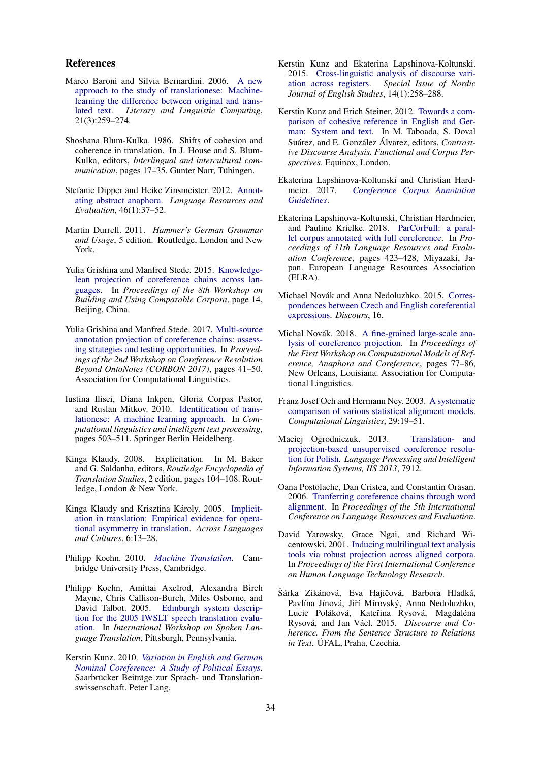## References

Marco Baroni and Silvia Bernardini. 2006. A new approach to the study of translationese: Machine-learning the difference between original and translated text. *Literary and Linguistic Computing*, 21(3):259–274.

Shoshana Blum-Kulka. 1986. Shifts of cohesion and coherence in translation. In J. House and S. Blum-Kulka, editors, *Interlingual and intercultural communication*, pages 17–35. Gunter Narr, Tübingen.

Stefanie Dipper and Heike Zinsmeister. 2012. Annotating abstract anaphora. *Language Resources and Evaluation*, 46(1):37–52.

Martin Durrell. 2011. *Hammer's German Grammar and Usage*, 5 edition. Routledge, London and New York.

Yulia Grishina and Manfred Stede. 2015. Knowledge-lean projection of coreference chains across languages. In *Proceedings of the 8th Workshop on Building and Using Comparable Corpora*, page 14, Beijing, China.

Yulia Grishina and Manfred Stede. 2017. Multi-source annotation projection of coreference chains: assessing strategies and testing opportunities. In *Proceedings of the 2nd Workshop on Coreference Resolution Beyond OntoNotes (CORBON 2017)*, pages 41–50. Association for Computational Linguistics.

Iustina Ilisei, Diana Inkpen, Gloria Corpas Pastor, and Ruslan Mitkov. 2010. Identification of translationese: A machine learning approach. In *Computational linguistics and intelligent text processing*, pages 503–511. Springer Berlin Heidelberg.

Kinga Klaudy. 2008. Explicitation. In M. Baker and G. Saldanha, editors, *Routledge Encyclopedia of Translation Studies*, 2 edition, pages 104–108. Routledge, London & New York.

Kinga Klaudy and Krisztina Károly. 2005. Implicitation in translation: Empirical evidence for operational asymmetry in translation. *Across Languages and Cultures*, 6:13–28.

Philipp Koehn. 2010. *Machine Translation*. Cambridge University Press, Cambridge.

Philipp Koehn, Amittai Axelrod, Alexandra Birch Mayne, Chris Callison-Burch, Miles Osborne, and David Talbot. 2005. Edinburgh system description for the 2005 IWSLT speech translation evaluation. In *International Workshop on Spoken Language Translation*, Pittsburgh, Pennsylvania.

Kerstin Kunz. 2010. *Variation in English and German Nominal Coreference: A Study of Political Essays*. Saarbrücker Beiträge zur Sprach- und Translationswissenschaft. Peter Lang.

Kerstin Kunz and Ekaterina Lapshinova-Koltunski. 2015. Cross-linguistic analysis of discourse variation across registers. *Special Issue of Nordic Journal of English Studies*, 14(1):258–288.

Kerstin Kunz and Erich Steiner. 2012. Towards a comparison of cohesive reference in English and German: System and text. In M. Taboada, S. Doval Suárez, and E. González Álvarez, editors, *Contrastive Discourse Analysis. Functional and Corpus Perspectives*. Equinox, London.

Ekaterina Lapshinova-Koltunski and Christian Hardmeier. 2017. *Coreference Corpus Annotation Guidelines*.

Ekaterina Lapshinova-Koltunski, Christian Hardmeier, and Pauline Krielke. 2018. ParCorFull: a parallel corpus annotated with full coreference. In *Proceedings of 11th Language Resources and Evaluation Conference*, pages 423–428, Miyazaki, Japan. European Language Resources Association (ELRA).

Michael Novák and Anna Nedoluzhko. 2015. Correspondences between Czech and English coreferential expressions. *Discours*, 16.

Michal Novák. 2018. A fine-grained large-scale analysis of coreference projection. In *Proceedings of the First Workshop on Computational Models of Reference, Anaphora and Coreference*, pages 77–86, New Orleans, Louisiana. Association for Computational Linguistics.

Franz Josef Och and Hermann Ney. 2003. A systematic comparison of various statistical alignment models. *Computational Linguistics*, 29:19–51.

Maciej Ogrodniczuk. 2013. Translation- and projection-based unsupervised coreference resolution for Polish. *Language Processing and Intelligent Information Systems, IIS 2013*, 7912.

Oana Postolache, Dan Cristea, and Constantin Orasan. 2006. Tranferring coreference chains through word alignment. In *Proceedings of the 5th International Conference on Language Resources and Evaluation*.

David Yarowsky, Grace Ngai, and Richard Wicentowski. 2001. Inducing multilingual text analysis tools via robust projection across aligned corpora. In *Proceedings of the First International Conference on Human Language Technology Research*.

Šárka Zikánová, Eva Hajičová, Barbora Hladká, Pavlína Jínová, Jiří Mírovský, Anna Nedoluzhko, Lucie Poláková, Kateřina Rysová, Magdaléna Rysová, and Jan Václ. 2015. *Discourse and Coherence. From the Sentence Structure to Relations in Text*. ÚFAL, Praha, Czechia.